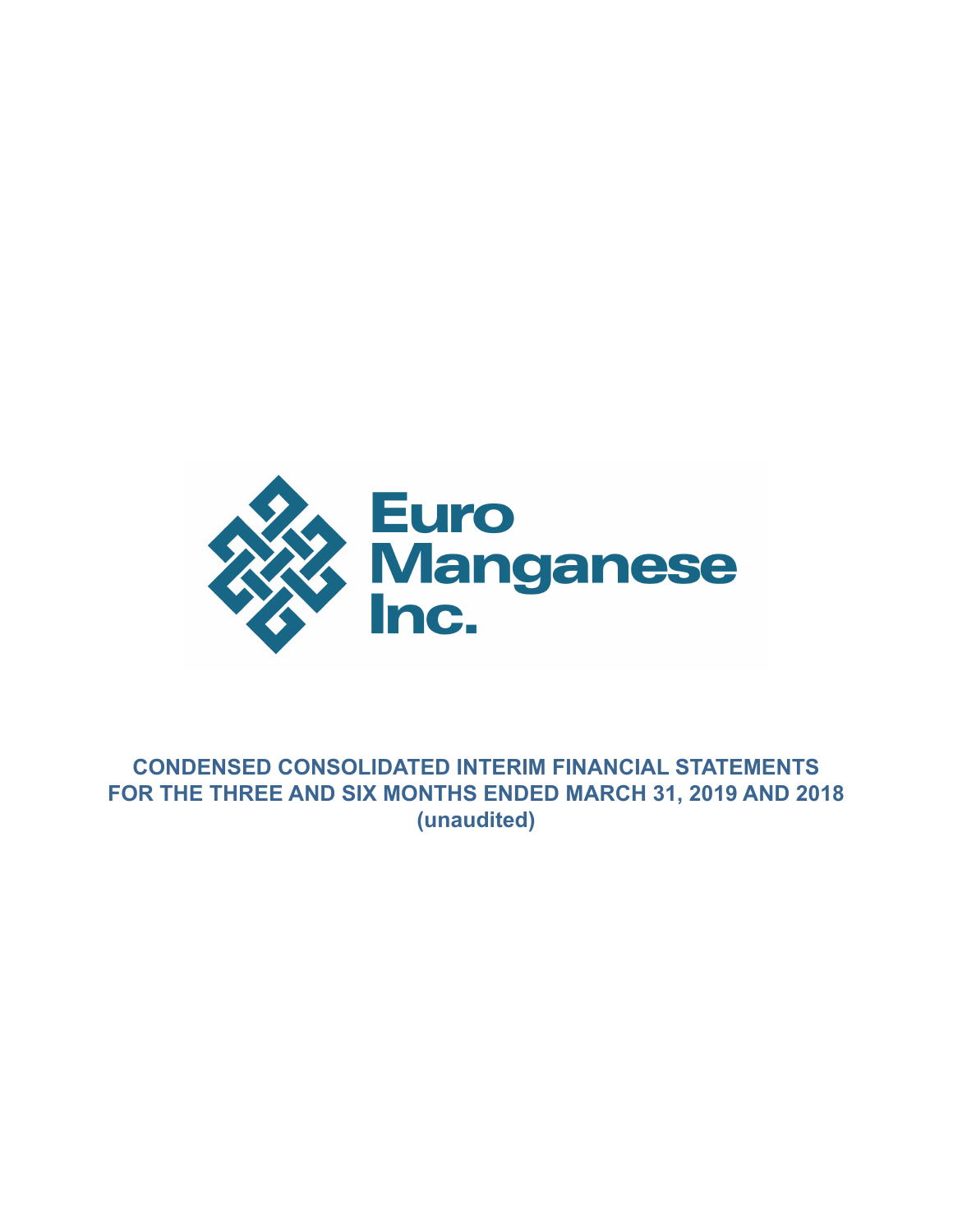Euro Manganese Inc.

# CONDENSED CONSOLIDATED INTERIM FINANCIAL STATEMENTS
# FOR THE THREE AND SIX MONTHS ENDED MARCH 31, 2019 AND 2018
# (unaudited)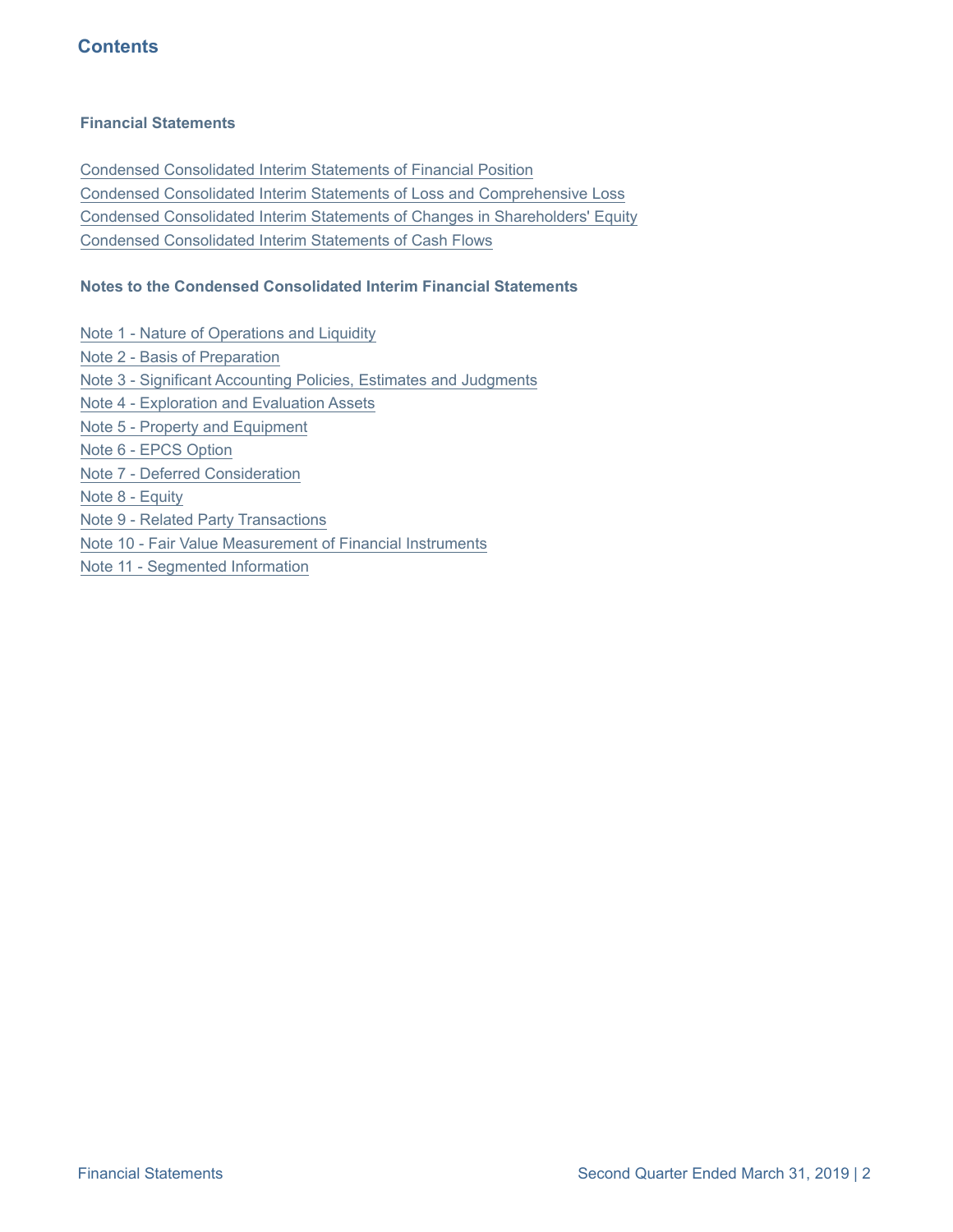# Contents

**Financial Statements**

Condensed Consolidated Interim Statements of Financial Position
Condensed Consolidated Interim Statements of Loss and Comprehensive Loss
Condensed Consolidated Interim Statements of Changes in Shareholders' Equity
Condensed Consolidated Interim Statements of Cash Flows

**Notes to the Condensed Consolidated Interim Financial Statements**

Note 1 - Nature of Operations and Liquidity
Note 2 - Basis of Preparation
Note 3 - Significant Accounting Policies, Estimates and Judgments
Note 4 - Exploration and Evaluation Assets
Note 5 - Property and Equipment
Note 6 - EPCS Option
Note 7 - Deferred Consideration
Note 8 - Equity
Note 9 - Related Party Transactions
Note 10 - Fair Value Measurement of Financial Instruments
Note 11 - Segmented Information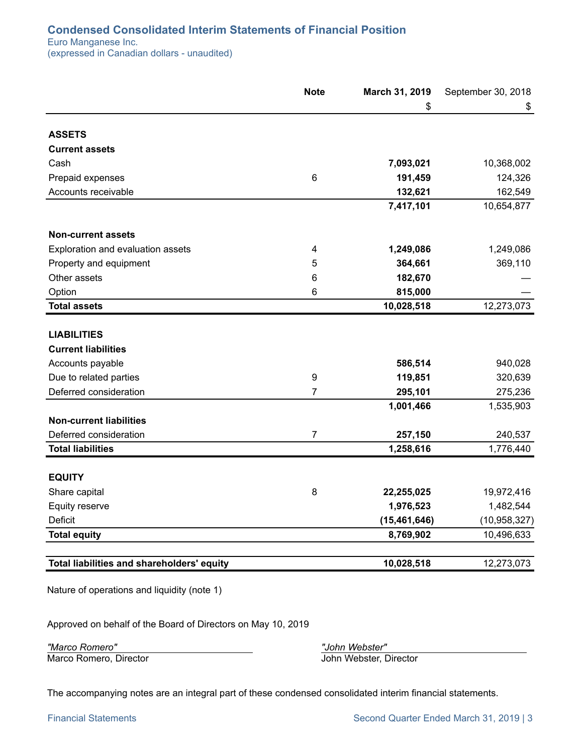# Condensed Consolidated Interim Statements of Financial Position

Euro Manganese Inc.
(expressed in Canadian dollars - unaudited)

| | Note | March 31, 2019 | September 30, 2018 |
|---|---|---|---|
| | | $ | $ |
| **ASSETS** | | | |
| **Current assets** | | | |
| Cash | | **7,093,021** | 10,368,002 |
| Prepaid expenses | 6 | **191,459** | 124,326 |
| Accounts receivable | | **132,621** | 162,549 |
| | | **7,417,101** | 10,654,877 |
| **Non-current assets** | | | |
| Exploration and evaluation assets | 4 | **1,249,086** | 1,249,086 |
| Property and equipment | 5 | **364,661** | 369,110 |
| Other assets | 6 | **182,670** | — |
| Option | 6 | **815,000** | — |
| **Total assets** | | **10,028,518** | 12,273,073 |
| **LIABILITIES** | | | |
| **Current liabilities** | | | |
| Accounts payable | | **586,514** | 940,028 |
| Due to related parties | 9 | **119,851** | 320,639 |
| Deferred consideration | 7 | **295,101** | 275,236 |
| | | **1,001,466** | 1,535,903 |
| **Non-current liabilities** | | | |
| Deferred consideration | 7 | **257,150** | 240,537 |
| **Total liabilities** | | **1,258,616** | 1,776,440 |
| **EQUITY** | | | |
| Share capital | 8 | **22,255,025** | 19,972,416 |
| Equity reserve | | **1,976,523** | 1,482,544 |
| Deficit | | **(15,461,646)** | (10,958,327) |
| **Total equity** | | **8,769,902** | 10,496,633 |
| **Total liabilities and shareholders' equity** | | **10,028,518** | 12,273,073 |

Nature of operations and liquidity (note 1)

Approved on behalf of the Board of Directors on May 10, 2019

*"Marco Romero"*
Marco Romero, Director

*"John Webster"*
John Webster, Director

The accompanying notes are an integral part of these condensed consolidated interim financial statements.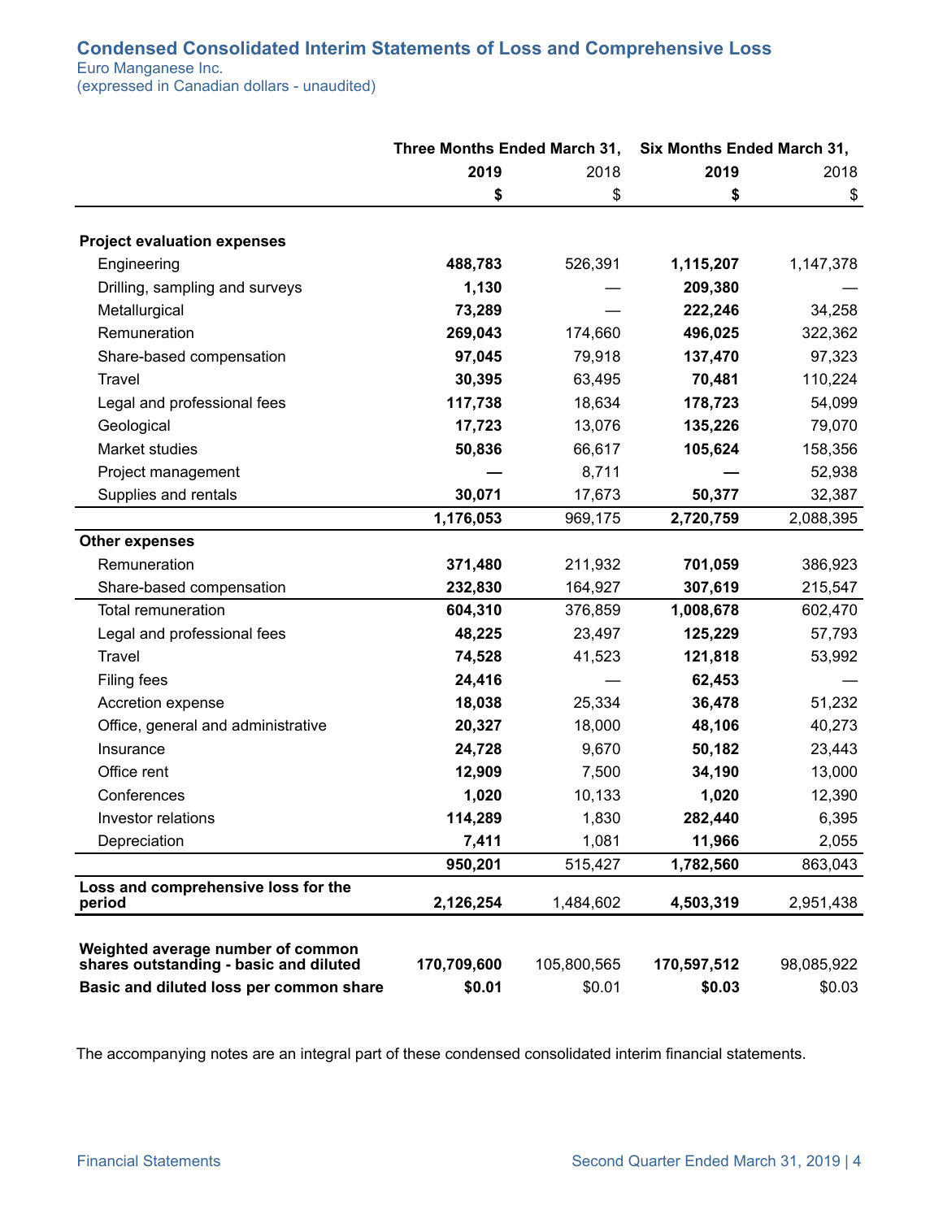## Condensed Consolidated Interim Statements of Loss and Comprehensive Loss

Euro Manganese Inc.
(expressed in Canadian dollars - unaudited)

| | Three Months Ended March 31, | | Six Months Ended March 31, | |
|---|---|---|---|---|
| | **2019** | 2018 | **2019** | 2018 |
| | **$** | $ | **$** | $ |
| **Project evaluation expenses** | | | | |
| Engineering | **488,783** | 526,391 | **1,115,207** | 1,147,378 |
| Drilling, sampling and surveys | **1,130** | — | **209,380** | — |
| Metallurgical | **73,289** | — | **222,246** | 34,258 |
| Remuneration | **269,043** | 174,660 | **496,025** | 322,362 |
| Share-based compensation | **97,045** | 79,918 | **137,470** | 97,323 |
| Travel | **30,395** | 63,495 | **70,481** | 110,224 |
| Legal and professional fees | **117,738** | 18,634 | **178,723** | 54,099 |
| Geological | **17,723** | 13,076 | **135,226** | 79,070 |
| Market studies | **50,836** | 66,617 | **105,624** | 158,356 |
| Project management | **—** | 8,711 | **—** | 52,938 |
| Supplies and rentals | **30,071** | 17,673 | **50,377** | 32,387 |
| | **1,176,053** | 969,175 | **2,720,759** | 2,088,395 |
| **Other expenses** | | | | |
| Remuneration | **371,480** | 211,932 | **701,059** | 386,923 |
| Share-based compensation | **232,830** | 164,927 | **307,619** | 215,547 |
| Total remuneration | **604,310** | 376,859 | **1,008,678** | 602,470 |
| Legal and professional fees | **48,225** | 23,497 | **125,229** | 57,793 |
| Travel | **74,528** | 41,523 | **121,818** | 53,992 |
| Filing fees | **24,416** | — | **62,453** | — |
| Accretion expense | **18,038** | 25,334 | **36,478** | 51,232 |
| Office, general and administrative | **20,327** | 18,000 | **48,106** | 40,273 |
| Insurance | **24,728** | 9,670 | **50,182** | 23,443 |
| Office rent | **12,909** | 7,500 | **34,190** | 13,000 |
| Conferences | **1,020** | 10,133 | **1,020** | 12,390 |
| Investor relations | **114,289** | 1,830 | **282,440** | 6,395 |
| Depreciation | **7,411** | 1,081 | **11,966** | 2,055 |
| | **950,201** | 515,427 | **1,782,560** | 863,043 |
| **Loss and comprehensive loss for the period** | **2,126,254** | 1,484,602 | **4,503,319** | 2,951,438 |
| **Weighted average number of common shares outstanding - basic and diluted** | **170,709,600** | 105,800,565 | **170,597,512** | 98,085,922 |
| **Basic and diluted loss per common share** | **$0.01** | $0.01 | **$0.03** | $0.03 |

The accompanying notes are an integral part of these condensed consolidated interim financial statements.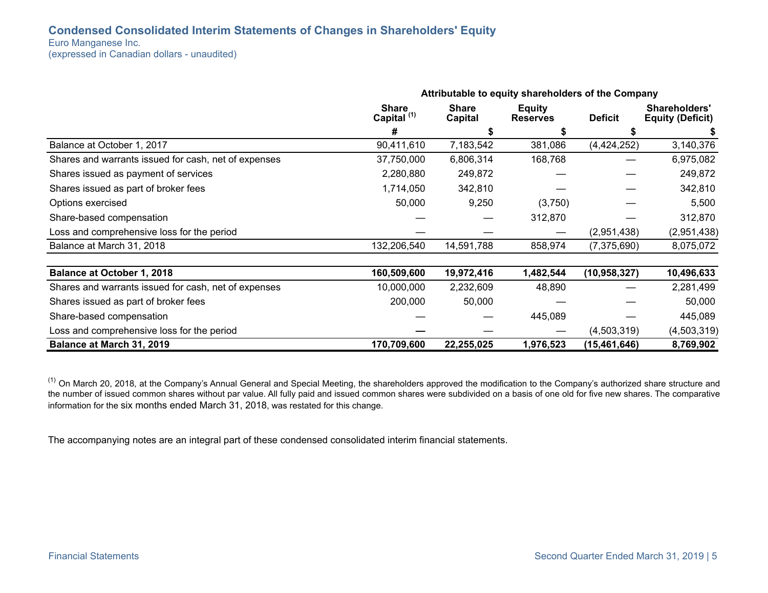# Condensed Consolidated Interim Statements of Changes in Shareholders' Equity

Euro Manganese Inc.
(expressed in Canadian dollars - unaudited)

| | Attributable to equity shareholders of the Company | | | | |
|---|---|---|---|---|---|
| | Share Capital [(1)] | Share Capital | Equity Reserves | Deficit | Shareholders' Equity (Deficit) |
| | # | $ | $ | $ | $ |
| Balance at October 1, 2017 | 90,411,610 | 7,183,542 | 381,086 | (4,424,252) | 3,140,376 |
| Shares and warrants issued for cash, net of expenses | 37,750,000 | 6,806,314 | 168,768 | — | 6,975,082 |
| Shares issued as payment of services | 2,280,880 | 249,872 | — | — | 249,872 |
| Shares issued as part of broker fees | 1,714,050 | 342,810 | — | — | 342,810 |
| Options exercised | 50,000 | 9,250 | (3,750) | — | 5,500 |
| Share-based compensation | — | — | 312,870 | — | 312,870 |
| Loss and comprehensive loss for the period | — | — | — | (2,951,438) | (2,951,438) |
| Balance at March 31, 2018 | 132,206,540 | 14,591,788 | 858,974 | (7,375,690) | 8,075,072 |
| | | | | | |
| **Balance at October 1, 2018** | **160,509,600** | **19,972,416** | **1,482,544** | **(10,958,327)** | **10,496,633** |
| Shares and warrants issued for cash, net of expenses | 10,000,000 | 2,232,609 | 48,890 | — | 2,281,499 |
| Shares issued as part of broker fees | 200,000 | 50,000 | — | — | 50,000 |
| Share-based compensation | — | — | 445,089 | — | 445,089 |
| Loss and comprehensive loss for the period | — | — | — | (4,503,319) | (4,503,319) |
| **Balance at March 31, 2019** | **170,709,600** | **22,255,025** | **1,976,523** | **(15,461,646)** | **8,769,902** |

[(1)] On March 20, 2018, at the Company's Annual General and Special Meeting, the shareholders approved the modification to the Company's authorized share structure and the number of issued common shares without par value. All fully paid and issued common shares were subdivided on a basis of one old for five new shares. The comparative information for the six months ended March 31, 2018, was restated for this change.

The accompanying notes are an integral part of these condensed consolidated interim financial statements.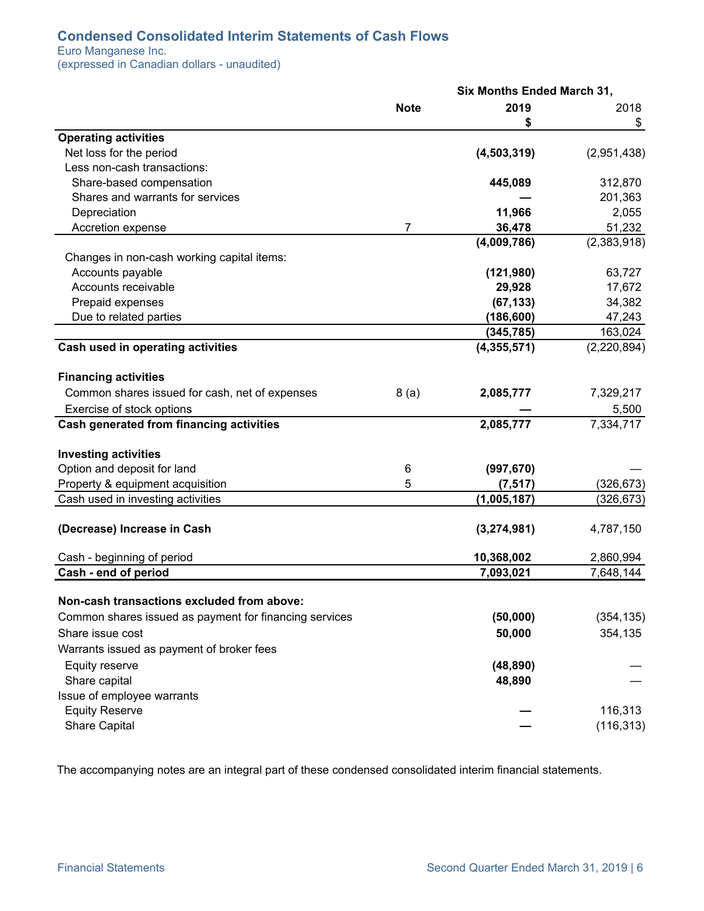# Condensed Consolidated Interim Statements of Cash Flows

Euro Manganese Inc.
(expressed in Canadian dollars - unaudited)

| | Note | Six Months Ended March 31, 2019 $ | 2018 $ |
|---|---|---|---|
| **Operating activities** | | | |
| Net loss for the period | | **(4,503,319)** | (2,951,438) |
| Less non-cash transactions: | | | |
| Share-based compensation | | **445,089** | 312,870 |
| Shares and warrants for services | | **—** | 201,363 |
| Depreciation | | **11,966** | 2,055 |
| Accretion expense | 7 | **36,478** | 51,232 |
| | | **(4,009,786)** | (2,383,918) |
| Changes in non-cash working capital items: | | | |
| Accounts payable | | **(121,980)** | 63,727 |
| Accounts receivable | | **29,928** | 17,672 |
| Prepaid expenses | | **(67,133)** | 34,382 |
| Due to related parties | | **(186,600)** | 47,243 |
| | | **(345,785)** | 163,024 |
| **Cash used in operating activities** | | **(4,355,571)** | (2,220,894) |
| | | | |
| **Financing activities** | | | |
| Common shares issued for cash, net of expenses | 8 (a) | **2,085,777** | 7,329,217 |
| Exercise of stock options | | **—** | 5,500 |
| **Cash generated from financing activities** | | **2,085,777** | 7,334,717 |
| | | | |
| **Investing activities** | | | |
| Option and deposit for land | 6 | **(997,670)** | — |
| Property & equipment acquisition | 5 | **(7,517)** | (326,673) |
| Cash used in investing activities | | **(1,005,187)** | (326,673) |
| | | | |
| **(Decrease) Increase in Cash** | | **(3,274,981)** | 4,787,150 |
| | | | |
| Cash - beginning of period | | **10,368,002** | 2,860,994 |
| **Cash - end of period** | | **7,093,021** | 7,648,144 |
| | | | |
| **Non-cash transactions excluded from above:** | | | |
| Common shares issued as payment for financing services | | **(50,000)** | (354,135) |
| Share issue cost | | **50,000** | 354,135 |
| Warrants issued as payment of broker fees | | | |
| Equity reserve | | **(48,890)** | — |
| Share capital | | **48,890** | — |
| Issue of employee warrants | | | |
| Equity Reserve | | **—** | 116,313 |
| Share Capital | | **—** | (116,313) |

The accompanying notes are an integral part of these condensed consolidated interim financial statements.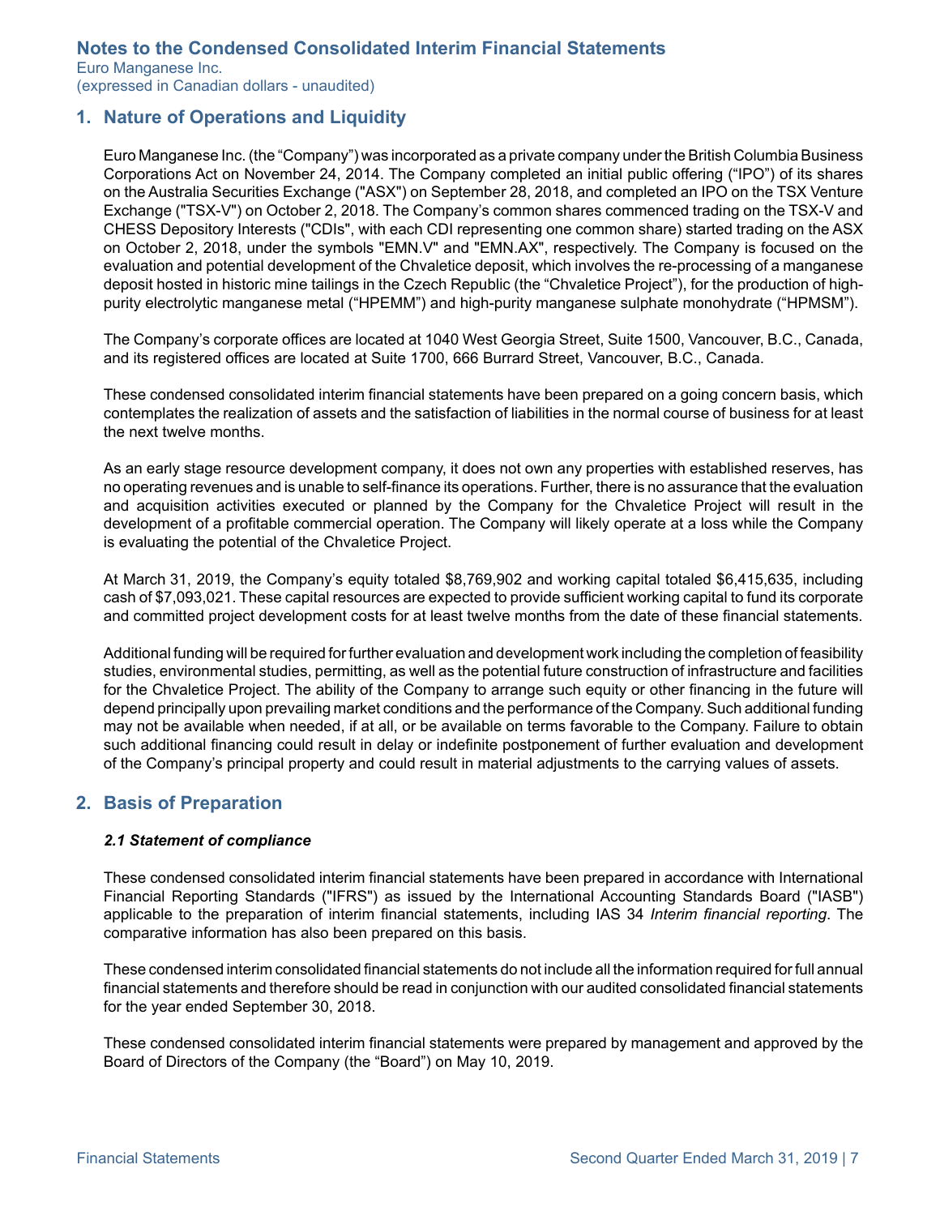## 1. Nature of Operations and Liquidity

Euro Manganese Inc. (the "Company") was incorporated as a private company under the British Columbia Business Corporations Act on November 24, 2014. The Company completed an initial public offering ("IPO") of its shares on the Australia Securities Exchange ("ASX") on September 28, 2018, and completed an IPO on the TSX Venture Exchange ("TSX-V") on October 2, 2018. The Company's common shares commenced trading on the TSX-V and CHESS Depository Interests ("CDIs", with each CDI representing one common share) started trading on the ASX on October 2, 2018, under the symbols "EMN.V" and "EMN.AX", respectively. The Company is focused on the evaluation and potential development of the Chvaletice deposit, which involves the re-processing of a manganese deposit hosted in historic mine tailings in the Czech Republic (the "Chvaletice Project"), for the production of high-purity electrolytic manganese metal ("HPEMM") and high-purity manganese sulphate monohydrate ("HPMSM").

The Company's corporate offices are located at 1040 West Georgia Street, Suite 1500, Vancouver, B.C., Canada, and its registered offices are located at Suite 1700, 666 Burrard Street, Vancouver, B.C., Canada.

These condensed consolidated interim financial statements have been prepared on a going concern basis, which contemplates the realization of assets and the satisfaction of liabilities in the normal course of business for at least the next twelve months.

As an early stage resource development company, it does not own any properties with established reserves, has no operating revenues and is unable to self-finance its operations. Further, there is no assurance that the evaluation and acquisition activities executed or planned by the Company for the Chvaletice Project will result in the development of a profitable commercial operation. The Company will likely operate at a loss while the Company is evaluating the potential of the Chvaletice Project.

At March 31, 2019, the Company's equity totaled $8,769,902 and working capital totaled $6,415,635, including cash of $7,093,021. These capital resources are expected to provide sufficient working capital to fund its corporate and committed project development costs for at least twelve months from the date of these financial statements.

Additional funding will be required for further evaluation and development work including the completion of feasibility studies, environmental studies, permitting, as well as the potential future construction of infrastructure and facilities for the Chvaletice Project. The ability of the Company to arrange such equity or other financing in the future will depend principally upon prevailing market conditions and the performance of the Company. Such additional funding may not be available when needed, if at all, or be available on terms favorable to the Company. Failure to obtain such additional financing could result in delay or indefinite postponement of further evaluation and development of the Company's principal property and could result in material adjustments to the carrying values of assets.

## 2. Basis of Preparation

### *2.1 Statement of compliance*

These condensed consolidated interim financial statements have been prepared in accordance with International Financial Reporting Standards ("IFRS") as issued by the International Accounting Standards Board ("IASB") applicable to the preparation of interim financial statements, including IAS 34 *Interim financial reporting*. The comparative information has also been prepared on this basis.

These condensed interim consolidated financial statements do not include all the information required for full annual financial statements and therefore should be read in conjunction with our audited consolidated financial statements for the year ended September 30, 2018.

These condensed consolidated interim financial statements were prepared by management and approved by the Board of Directors of the Company (the "Board") on May 10, 2019.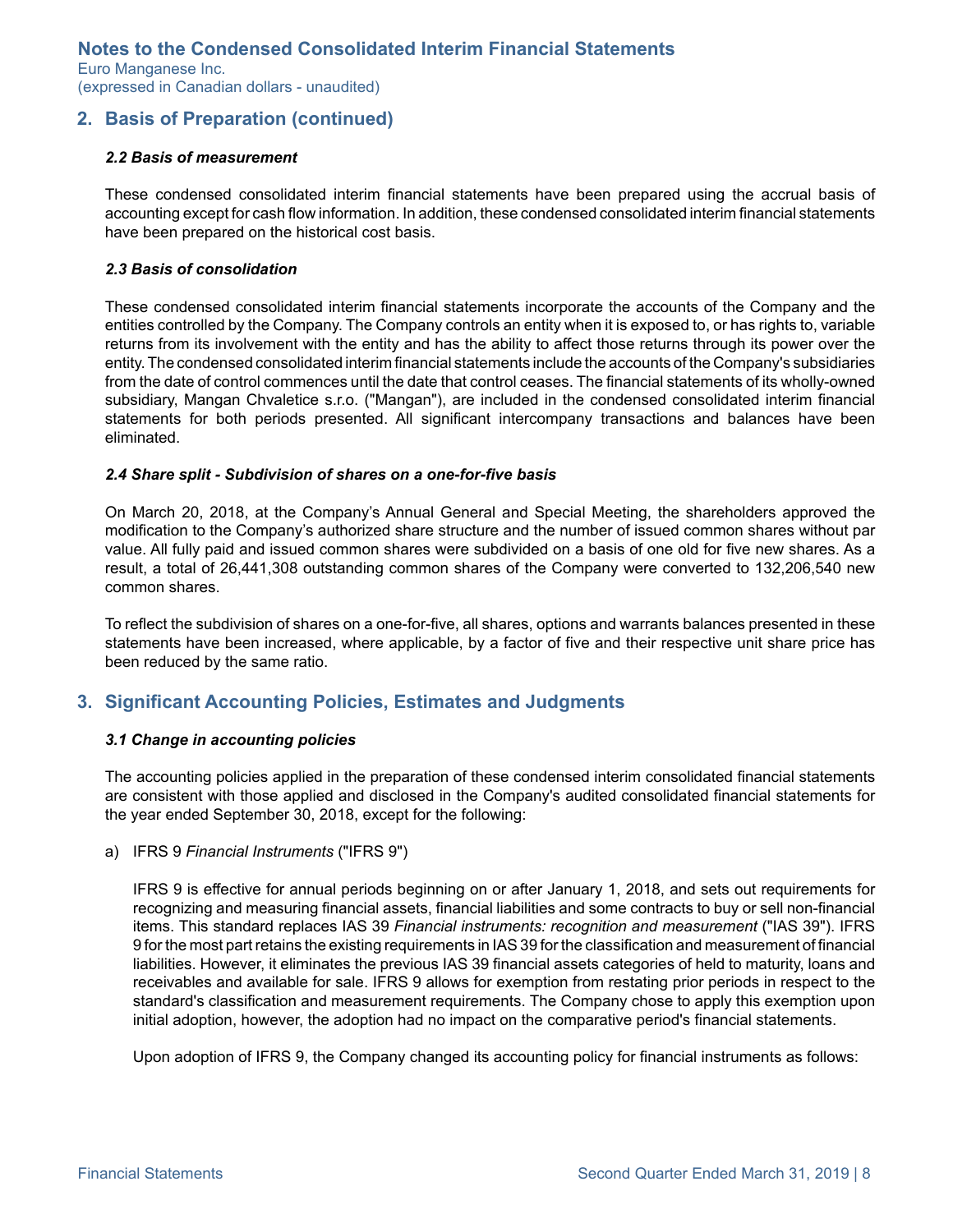## 2. Basis of Preparation (continued)

### *2.2 Basis of measurement*

These condensed consolidated interim financial statements have been prepared using the accrual basis of accounting except for cash flow information. In addition, these condensed consolidated interim financial statements have been prepared on the historical cost basis.

### *2.3 Basis of consolidation*

These condensed consolidated interim financial statements incorporate the accounts of the Company and the entities controlled by the Company. The Company controls an entity when it is exposed to, or has rights to, variable returns from its involvement with the entity and has the ability to affect those returns through its power over the entity. The condensed consolidated interim financial statements include the accounts of the Company's subsidiaries from the date of control commences until the date that control ceases. The financial statements of its wholly-owned subsidiary, Mangan Chvaletice s.r.o. ("Mangan"), are included in the condensed consolidated interim financial statements for both periods presented. All significant intercompany transactions and balances have been eliminated.

### *2.4 Share split - Subdivision of shares on a one-for-five basis*

On March 20, 2018, at the Company's Annual General and Special Meeting, the shareholders approved the modification to the Company's authorized share structure and the number of issued common shares without par value. All fully paid and issued common shares were subdivided on a basis of one old for five new shares. As a result, a total of 26,441,308 outstanding common shares of the Company were converted to 132,206,540 new common shares.

To reflect the subdivision of shares on a one-for-five, all shares, options and warrants balances presented in these statements have been increased, where applicable, by a factor of five and their respective unit share price has been reduced by the same ratio.

## 3. Significant Accounting Policies, Estimates and Judgments

### *3.1 Change in accounting policies*

The accounting policies applied in the preparation of these condensed interim consolidated financial statements are consistent with those applied and disclosed in the Company's audited consolidated financial statements for the year ended September 30, 2018, except for the following:

a) IFRS 9 *Financial Instruments* ("IFRS 9")

IFRS 9 is effective for annual periods beginning on or after January 1, 2018, and sets out requirements for recognizing and measuring financial assets, financial liabilities and some contracts to buy or sell non-financial items. This standard replaces IAS 39 *Financial instruments: recognition and measurement* ("IAS 39"). IFRS 9 for the most part retains the existing requirements in IAS 39 for the classification and measurement of financial liabilities. However, it eliminates the previous IAS 39 financial assets categories of held to maturity, loans and receivables and available for sale. IFRS 9 allows for exemption from restating prior periods in respect to the standard's classification and measurement requirements. The Company chose to apply this exemption upon initial adoption, however, the adoption had no impact on the comparative period's financial statements.

Upon adoption of IFRS 9, the Company changed its accounting policy for financial instruments as follows: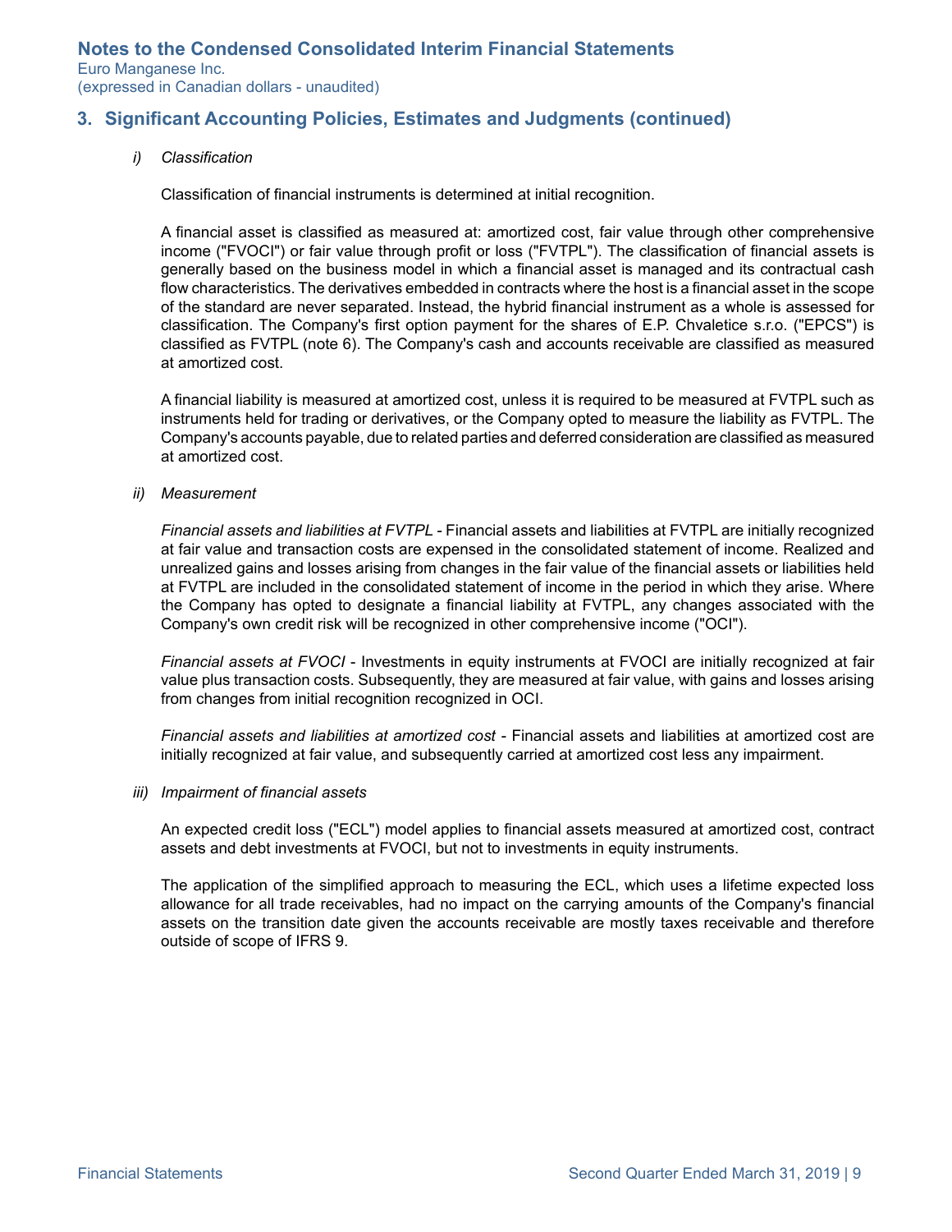## 3. Significant Accounting Policies, Estimates and Judgments (continued)

*i) Classification*

Classification of financial instruments is determined at initial recognition.

A financial asset is classified as measured at: amortized cost, fair value through other comprehensive income ("FVOCI") or fair value through profit or loss ("FVTPL"). The classification of financial assets is generally based on the business model in which a financial asset is managed and its contractual cash flow characteristics. The derivatives embedded in contracts where the host is a financial asset in the scope of the standard are never separated. Instead, the hybrid financial instrument as a whole is assessed for classification. The Company's first option payment for the shares of E.P. Chvaletice s.r.o. ("EPCS") is classified as FVTPL (note 6). The Company's cash and accounts receivable are classified as measured at amortized cost.

A financial liability is measured at amortized cost, unless it is required to be measured at FVTPL such as instruments held for trading or derivatives, or the Company opted to measure the liability as FVTPL. The Company's accounts payable, due to related parties and deferred consideration are classified as measured at amortized cost.

*ii) Measurement*

*Financial assets and liabilities at FVTPL* - Financial assets and liabilities at FVTPL are initially recognized at fair value and transaction costs are expensed in the consolidated statement of income. Realized and unrealized gains and losses arising from changes in the fair value of the financial assets or liabilities held at FVTPL are included in the consolidated statement of income in the period in which they arise. Where the Company has opted to designate a financial liability at FVTPL, any changes associated with the Company's own credit risk will be recognized in other comprehensive income ("OCI").

*Financial assets at FVOCI* - Investments in equity instruments at FVOCI are initially recognized at fair value plus transaction costs. Subsequently, they are measured at fair value, with gains and losses arising from changes from initial recognition recognized in OCI.

*Financial assets and liabilities at amortized cost* - Financial assets and liabilities at amortized cost are initially recognized at fair value, and subsequently carried at amortized cost less any impairment.

*iii) Impairment of financial assets*

An expected credit loss ("ECL") model applies to financial assets measured at amortized cost, contract assets and debt investments at FVOCI, but not to investments in equity instruments.

The application of the simplified approach to measuring the ECL, which uses a lifetime expected loss allowance for all trade receivables, had no impact on the carrying amounts of the Company's financial assets on the transition date given the accounts receivable are mostly taxes receivable and therefore outside of scope of IFRS 9.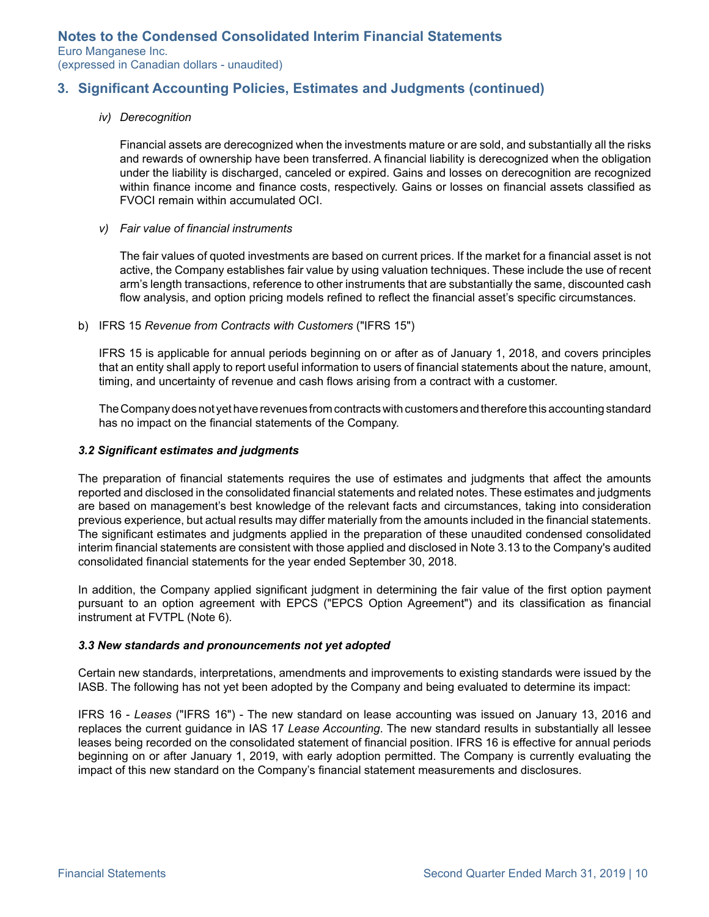## 3. Significant Accounting Policies, Estimates and Judgments (continued)

*iv) Derecognition*

Financial assets are derecognized when the investments mature or are sold, and substantially all the risks and rewards of ownership have been transferred. A financial liability is derecognized when the obligation under the liability is discharged, canceled or expired. Gains and losses on derecognition are recognized within finance income and finance costs, respectively. Gains or losses on financial assets classified as FVOCI remain within accumulated OCI.

*v) Fair value of financial instruments*

The fair values of quoted investments are based on current prices. If the market for a financial asset is not active, the Company establishes fair value by using valuation techniques. These include the use of recent arm's length transactions, reference to other instruments that are substantially the same, discounted cash flow analysis, and option pricing models refined to reflect the financial asset's specific circumstances.

b) IFRS 15 *Revenue from Contracts with Customers* ("IFRS 15")

IFRS 15 is applicable for annual periods beginning on or after as of January 1, 2018, and covers principles that an entity shall apply to report useful information to users of financial statements about the nature, amount, timing, and uncertainty of revenue and cash flows arising from a contract with a customer.

The Company does not yet have revenues from contracts with customers and therefore this accounting standard has no impact on the financial statements of the Company.

### *3.2 Significant estimates and judgments*

The preparation of financial statements requires the use of estimates and judgments that affect the amounts reported and disclosed in the consolidated financial statements and related notes. These estimates and judgments are based on management's best knowledge of the relevant facts and circumstances, taking into consideration previous experience, but actual results may differ materially from the amounts included in the financial statements. The significant estimates and judgments applied in the preparation of these unaudited condensed consolidated interim financial statements are consistent with those applied and disclosed in Note 3.13 to the Company's audited consolidated financial statements for the year ended September 30, 2018.

In addition, the Company applied significant judgment in determining the fair value of the first option payment pursuant to an option agreement with EPCS ("EPCS Option Agreement") and its classification as financial instrument at FVTPL (Note 6).

### *3.3 New standards and pronouncements not yet adopted*

Certain new standards, interpretations, amendments and improvements to existing standards were issued by the IASB. The following has not yet been adopted by the Company and being evaluated to determine its impact:

IFRS 16 - *Leases* ("IFRS 16") - The new standard on lease accounting was issued on January 13, 2016 and replaces the current guidance in IAS 17 *Lease Accounting*. The new standard results in substantially all lessee leases being recorded on the consolidated statement of financial position. IFRS 16 is effective for annual periods beginning on or after January 1, 2019, with early adoption permitted. The Company is currently evaluating the impact of this new standard on the Company's financial statement measurements and disclosures.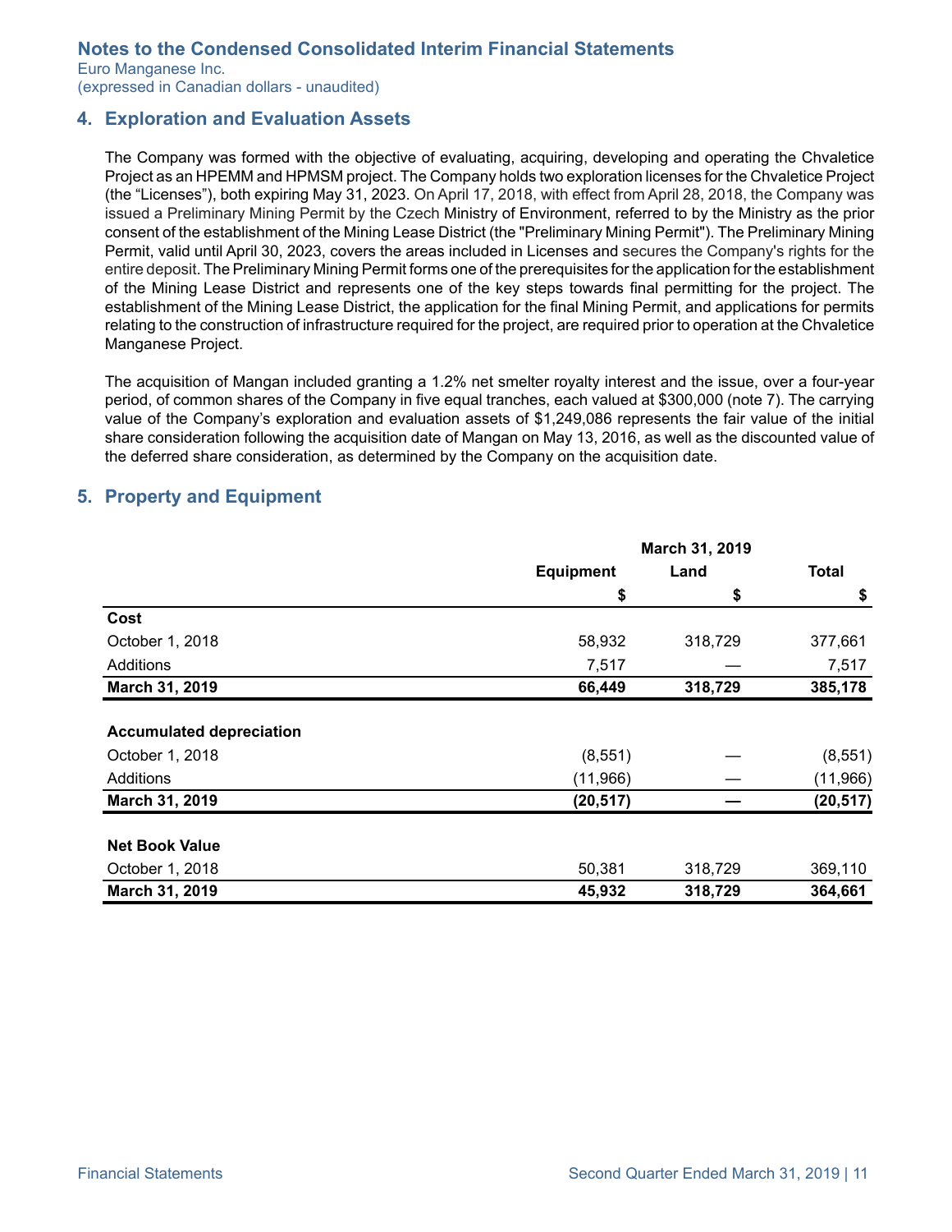## 4. Exploration and Evaluation Assets

The Company was formed with the objective of evaluating, acquiring, developing and operating the Chvaletice Project as an HPEMM and HPMSM project. The Company holds two exploration licenses for the Chvaletice Project (the "Licenses"), both expiring May 31, 2023. On April 17, 2018, with effect from April 28, 2018, the Company was issued a Preliminary Mining Permit by the Czech Ministry of Environment, referred to by the Ministry as the prior consent of the establishment of the Mining Lease District (the "Preliminary Mining Permit"). The Preliminary Mining Permit, valid until April 30, 2023, covers the areas included in Licenses and secures the Company's rights for the entire deposit. The Preliminary Mining Permit forms one of the prerequisites for the application for the establishment of the Mining Lease District and represents one of the key steps towards final permitting for the project. The establishment of the Mining Lease District, the application for the final Mining Permit, and applications for permits relating to the construction of infrastructure required for the project, are required prior to operation at the Chvaletice Manganese Project.

The acquisition of Mangan included granting a 1.2% net smelter royalty interest and the issue, over a four-year period, of common shares of the Company in five equal tranches, each valued at $300,000 (note 7). The carrying value of the Company's exploration and evaluation assets of $1,249,086 represents the fair value of the initial share consideration following the acquisition date of Mangan on May 13, 2016, as well as the discounted value of the deferred share consideration, as determined by the Company on the acquisition date.

## 5. Property and Equipment

| | March 31, 2019 | | |
|---|---|---|---|
| | Equipment | Land | Total |
| | $ | $ | $ |
| **Cost** | | | |
| October 1, 2018 | 58,932 | 318,729 | 377,661 |
| Additions | 7,517 | — | 7,517 |
| **March 31, 2019** | **66,449** | **318,729** | **385,178** |
| **Accumulated depreciation** | | | |
| October 1, 2018 | (8,551) | — | (8,551) |
| Additions | (11,966) | — | (11,966) |
| **March 31, 2019** | **(20,517)** | **—** | **(20,517)** |
| **Net Book Value** | | | |
| October 1, 2018 | 50,381 | 318,729 | 369,110 |
| **March 31, 2019** | **45,932** | **318,729** | **364,661** |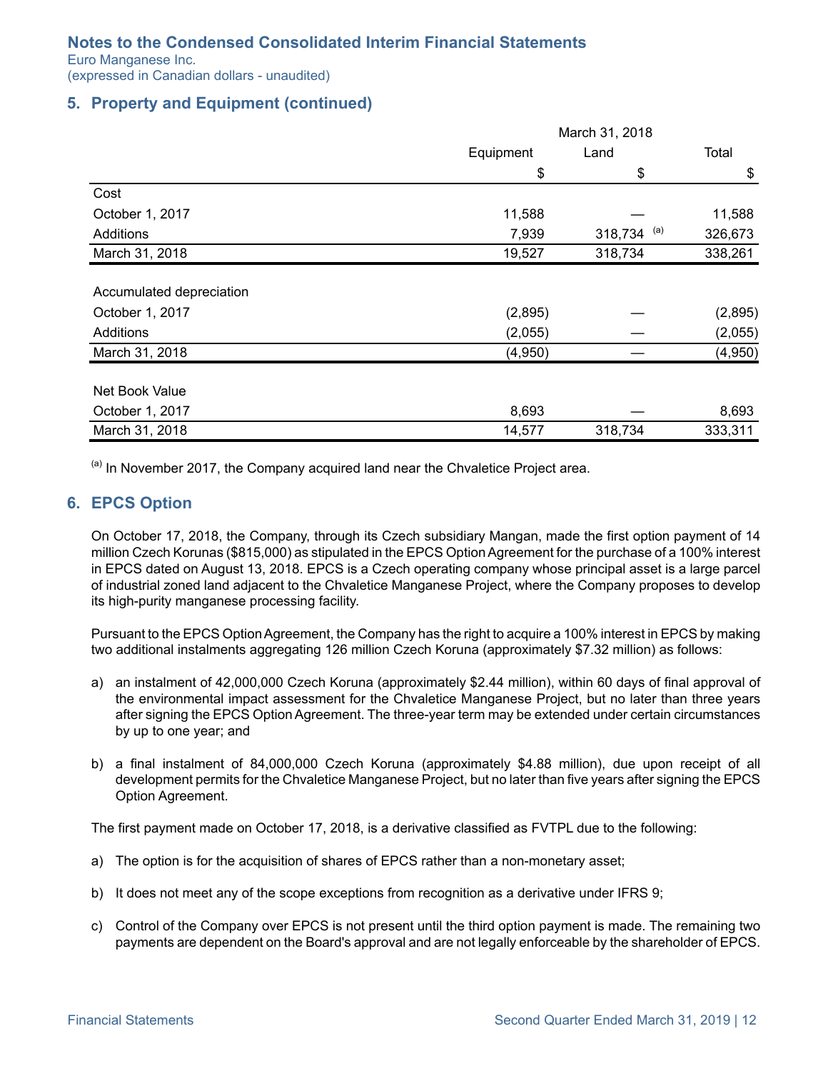Notes to the Condensed Consolidated Interim Financial Statements
Euro Manganese Inc.
(expressed in Canadian dollars - unaudited)

## 5. Property and Equipment (continued)

| | March 31, 2018 | | |
|---|---|---|---|
| | Equipment | Land | Total |
| | $ | $ | $ |
| **Cost** | | | |
| October 1, 2017 | 11,588 | — | 11,588 |
| Additions | 7,939 | 318,734 [(a)] | 326,673 |
| March 31, 2018 | 19,527 | 318,734 | 338,261 |
| **Accumulated depreciation** | | | |
| October 1, 2017 | (2,895) | — | (2,895) |
| Additions | (2,055) | — | (2,055) |
| March 31, 2018 | (4,950) | — | (4,950) |
| **Net Book Value** | | | |
| October 1, 2017 | 8,693 | — | 8,693 |
| March 31, 2018 | 14,577 | 318,734 | 333,311 |

[(a)] In November 2017, the Company acquired land near the Chvaletice Project area.

## 6. EPCS Option

On October 17, 2018, the Company, through its Czech subsidiary Mangan, made the first option payment of 14 million Czech Korunas ($815,000) as stipulated in the EPCS Option Agreement for the purchase of a 100% interest in EPCS dated on August 13, 2018. EPCS is a Czech operating company whose principal asset is a large parcel of industrial zoned land adjacent to the Chvaletice Manganese Project, where the Company proposes to develop its high-purity manganese processing facility.

Pursuant to the EPCS Option Agreement, the Company has the right to acquire a 100% interest in EPCS by making two additional instalments aggregating 126 million Czech Koruna (approximately $7.32 million) as follows:

a) an instalment of 42,000,000 Czech Koruna (approximately $2.44 million), within 60 days of final approval of the environmental impact assessment for the Chvaletice Manganese Project, but no later than three years after signing the EPCS Option Agreement. The three-year term may be extended under certain circumstances by up to one year; and

b) a final instalment of 84,000,000 Czech Koruna (approximately $4.88 million), due upon receipt of all development permits for the Chvaletice Manganese Project, but no later than five years after signing the EPCS Option Agreement.

The first payment made on October 17, 2018, is a derivative classified as FVTPL due to the following:

a) The option is for the acquisition of shares of EPCS rather than a non-monetary asset;

b) It does not meet any of the scope exceptions from recognition as a derivative under IFRS 9;

c) Control of the Company over EPCS is not present until the third option payment is made. The remaining two payments are dependent on the Board's approval and are not legally enforceable by the shareholder of EPCS.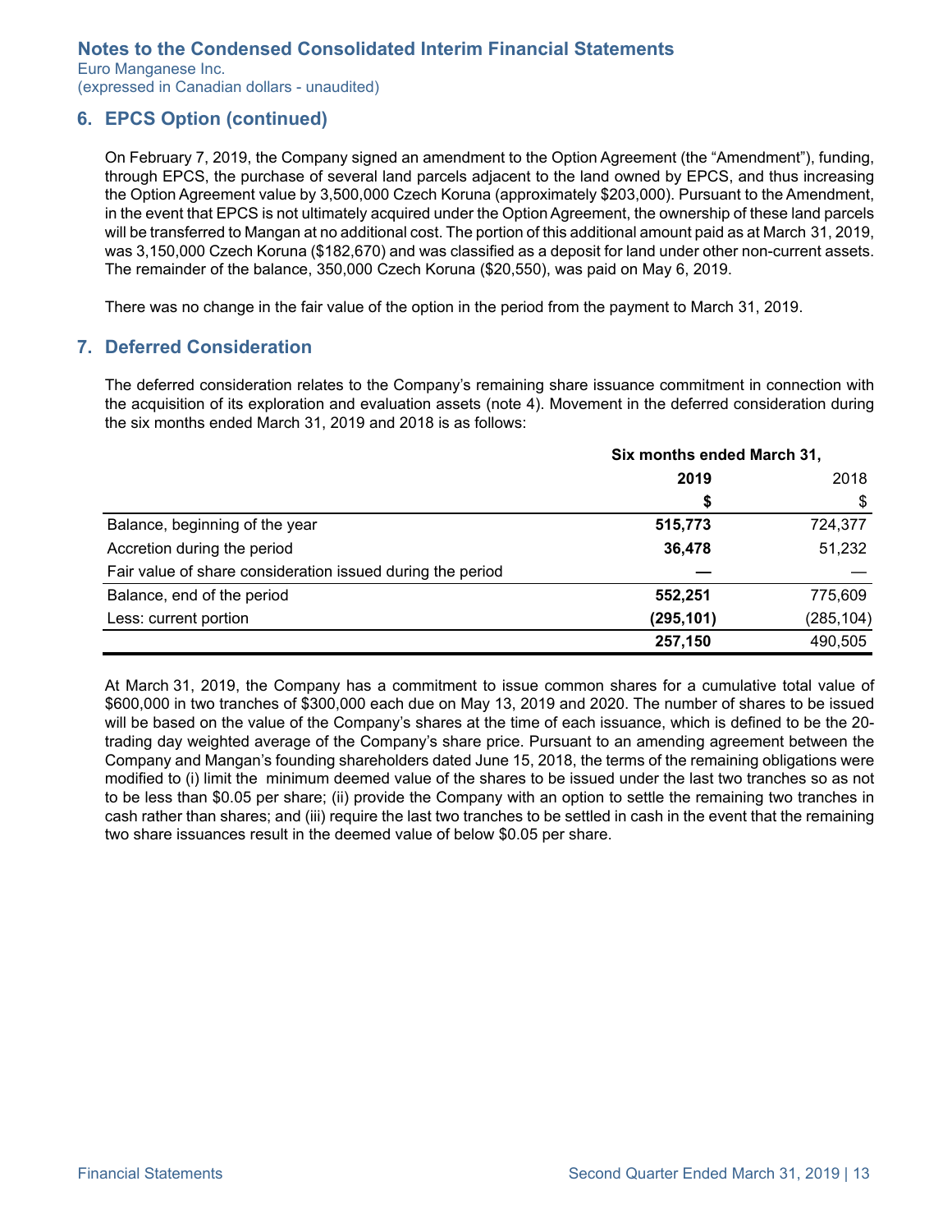## 6. EPCS Option (continued)

On February 7, 2019, the Company signed an amendment to the Option Agreement (the "Amendment"), funding, through EPCS, the purchase of several land parcels adjacent to the land owned by EPCS, and thus increasing the Option Agreement value by 3,500,000 Czech Koruna (approximately $203,000). Pursuant to the Amendment, in the event that EPCS is not ultimately acquired under the Option Agreement, the ownership of these land parcels will be transferred to Mangan at no additional cost. The portion of this additional amount paid as at March 31, 2019, was 3,150,000 Czech Koruna ($182,670) and was classified as a deposit for land under other non-current assets. The remainder of the balance, 350,000 Czech Koruna ($20,550), was paid on May 6, 2019.

There was no change in the fair value of the option in the period from the payment to March 31, 2019.

## 7. Deferred Consideration

The deferred consideration relates to the Company's remaining share issuance commitment in connection with the acquisition of its exploration and evaluation assets (note 4). Movement in the deferred consideration during the six months ended March 31, 2019 and 2018 is as follows:

| | **Six months ended March 31,** | |
|---|---|---|
| | **2019** | 2018 |
| | **$** | $ |
| Balance, beginning of the year | **515,773** | 724,377 |
| Accretion during the period | **36,478** | 51,232 |
| Fair value of share consideration issued during the period | **—** | — |
| Balance, end of the period | **552,251** | 775,609 |
| Less: current portion | **(295,101)** | (285,104) |
| | **257,150** | 490,505 |

At March 31, 2019, the Company has a commitment to issue common shares for a cumulative total value of $600,000 in two tranches of $300,000 each due on May 13, 2019 and 2020. The number of shares to be issued will be based on the value of the Company's shares at the time of each issuance, which is defined to be the 20-trading day weighted average of the Company's share price. Pursuant to an amending agreement between the Company and Mangan's founding shareholders dated June 15, 2018, the terms of the remaining obligations were modified to (i) limit the minimum deemed value of the shares to be issued under the last two tranches so as not to be less than $0.05 per share; (ii) provide the Company with an option to settle the remaining two tranches in cash rather than shares; and (iii) require the last two tranches to be settled in cash in the event that the remaining two share issuances result in the deemed value of below $0.05 per share.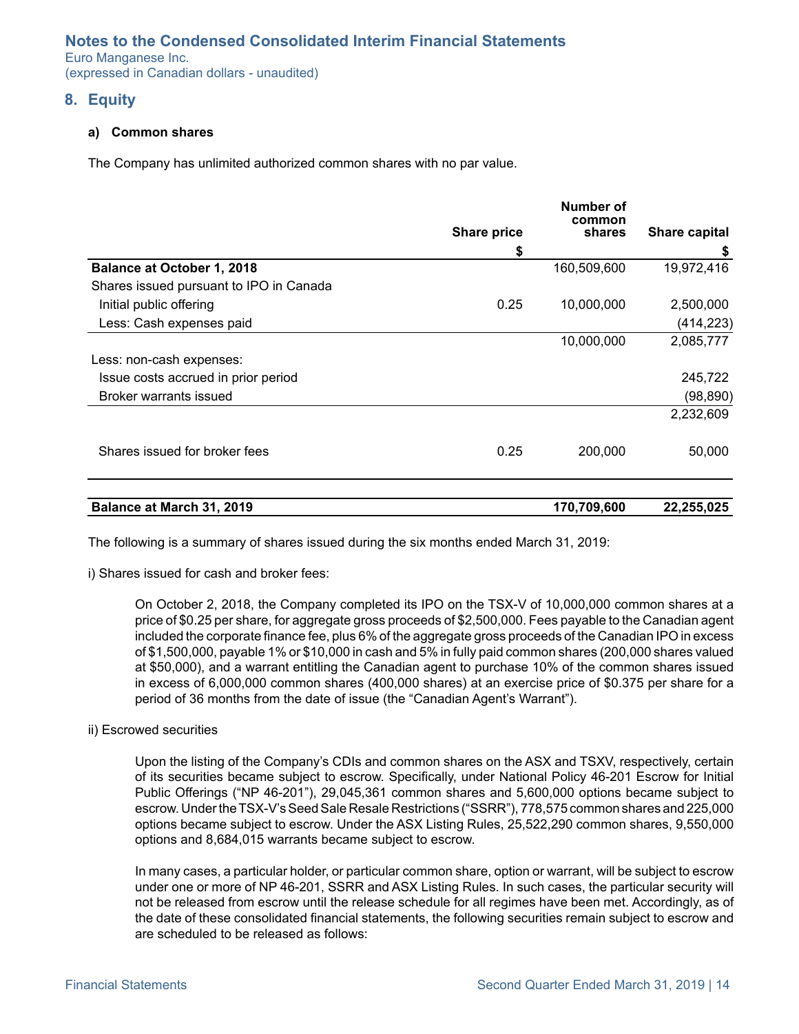## 8. Equity

### a) Common shares

The Company has unlimited authorized common shares with no par value.

| | Share price | Number of common shares | Share capital |
|---|---|---|---|
| | $ | | $ |
| **Balance at October 1, 2018** | | 160,509,600 | 19,972,416 |
| Shares issued pursuant to IPO in Canada | | | |
| Initial public offering | 0.25 | 10,000,000 | 2,500,000 |
| Less: Cash expenses paid | | | (414,223) |
| | | 10,000,000 | 2,085,777 |
| Less: non-cash expenses: | | | |
| Issue costs accrued in prior period | | | 245,722 |
| Broker warrants issued | | | (98,890) |
| | | | 2,232,609 |
| Shares issued for broker fees | 0.25 | 200,000 | 50,000 |
| **Balance at March 31, 2019** | | **170,709,600** | **22,255,025** |

The following is a summary of shares issued during the six months ended March 31, 2019:

i) Shares issued for cash and broker fees:

On October 2, 2018, the Company completed its IPO on the TSX-V of 10,000,000 common shares at a price of $0.25 per share, for aggregate gross proceeds of $2,500,000. Fees payable to the Canadian agent included the corporate finance fee, plus 6% of the aggregate gross proceeds of the Canadian IPO in excess of $1,500,000, payable 1% or $10,000 in cash and 5% in fully paid common shares (200,000 shares valued at $50,000), and a warrant entitling the Canadian agent to purchase 10% of the common shares issued in excess of 6,000,000 common shares (400,000 shares) at an exercise price of $0.375 per share for a period of 36 months from the date of issue (the "Canadian Agent's Warrant").

ii) Escrowed securities

Upon the listing of the Company's CDIs and common shares on the ASX and TSXV, respectively, certain of its securities became subject to escrow. Specifically, under National Policy 46-201 Escrow for Initial Public Offerings ("NP 46-201"), 29,045,361 common shares and 5,600,000 options became subject to escrow. Under the TSX-V's Seed Sale Resale Restrictions ("SSRR"), 778,575 common shares and 225,000 options became subject to escrow. Under the ASX Listing Rules, 25,522,290 common shares, 9,550,000 options and 8,684,015 warrants became subject to escrow.

In many cases, a particular holder, or particular common share, option or warrant, will be subject to escrow under one or more of NP 46-201, SSRR and ASX Listing Rules. In such cases, the particular security will not be released from escrow until the release schedule for all regimes have been met. Accordingly, as of the date of these consolidated financial statements, the following securities remain subject to escrow and are scheduled to be released as follows: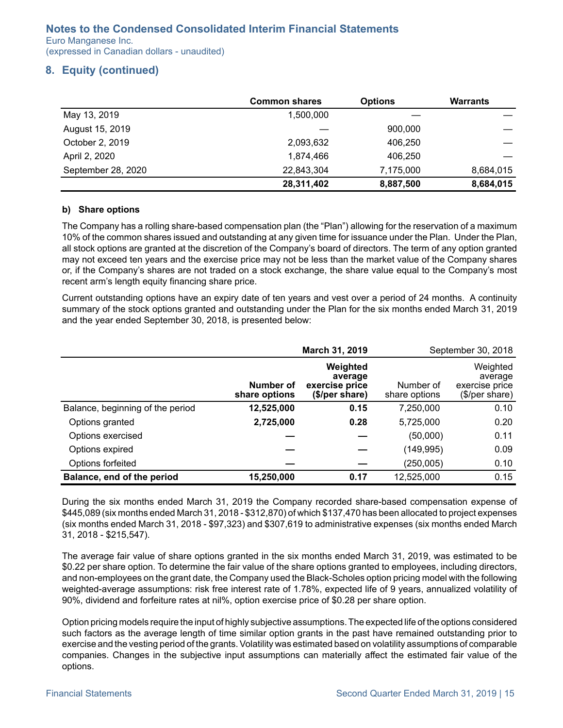## 8. Equity (continued)

| | Common shares | Options | Warrants |
|---|---|---|---|
| May 13, 2019 | 1,500,000 | — | — |
| August 15, 2019 | — | 900,000 | — |
| October 2, 2019 | 2,093,632 | 406,250 | — |
| April 2, 2020 | 1,874,466 | 406,250 | — |
| September 28, 2020 | 22,843,304 | 7,175,000 | 8,684,015 |
| | **28,311,402** | **8,887,500** | **8,684,015** |

### b) Share options

The Company has a rolling share-based compensation plan (the "Plan") allowing for the reservation of a maximum 10% of the common shares issued and outstanding at any given time for issuance under the Plan. Under the Plan, all stock options are granted at the discretion of the Company's board of directors. The term of any option granted may not exceed ten years and the exercise price may not be less than the market value of the Company shares or, if the Company's shares are not traded on a stock exchange, the share value equal to the Company's most recent arm's length equity financing share price.

Current outstanding options have an expiry date of ten years and vest over a period of 24 months. A continuity summary of the stock options granted and outstanding under the Plan for the six months ended March 31, 2019 and the year ended September 30, 2018, is presented below:

| | **March 31, 2019** | | September 30, 2018 | |
|---|---|---|---|---|
| | **Number of share options** | **Weighted average exercise price ($/per share)** | Number of share options | Weighted average exercise price ($/per share) |
| Balance, beginning of the period | **12,525,000** | **0.15** | 7,250,000 | 0.10 |
| Options granted | **2,725,000** | **0.28** | 5,725,000 | 0.20 |
| Options exercised | — | — | (50,000) | 0.11 |
| Options expired | — | — | (149,995) | 0.09 |
| Options forfeited | — | — | (250,005) | 0.10 |
| **Balance, end of the period** | **15,250,000** | **0.17** | 12,525,000 | 0.15 |

During the six months ended March 31, 2019 the Company recorded share-based compensation expense of $445,089 (six months ended March 31, 2018 - $312,870) of which $137,470 has been allocated to project expenses (six months ended March 31, 2018 - $97,323) and $307,619 to administrative expenses (six months ended March 31, 2018 - $215,547).

The average fair value of share options granted in the six months ended March 31, 2019, was estimated to be $0.22 per share option. To determine the fair value of the share options granted to employees, including directors, and non-employees on the grant date, the Company used the Black-Scholes option pricing model with the following weighted-average assumptions: risk free interest rate of 1.78%, expected life of 9 years, annualized volatility of 90%, dividend and forfeiture rates at nil%, option exercise price of $0.28 per share option.

Option pricing models require the input of highly subjective assumptions. The expected life of the options considered such factors as the average length of time similar option grants in the past have remained outstanding prior to exercise and the vesting period of the grants. Volatility was estimated based on volatility assumptions of comparable companies. Changes in the subjective input assumptions can materially affect the estimated fair value of the options.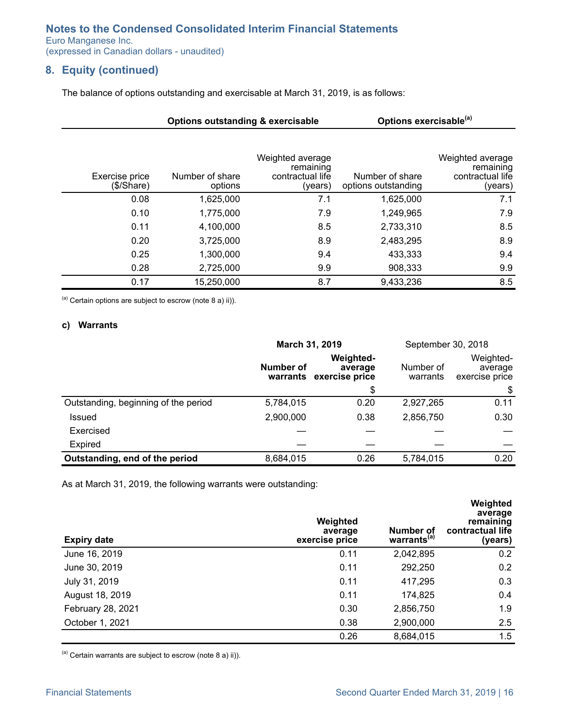## 8. Equity (continued)

The balance of options outstanding and exercisable at March 31, 2019, is as follows:

| | Options outstanding & exercisable | | Options exercisable[a] | |
|---|---|---|---|---|
| Exercise price ($/Share) | Number of share options | Weighted average remaining contractual life (years) | Number of share options outstanding | Weighted average remaining contractual life (years) |
| 0.08 | 1,625,000 | 7.1 | 1,625,000 | 7.1 |
| 0.10 | 1,775,000 | 7.9 | 1,249,965 | 7.9 |
| 0.11 | 4,100,000 | 8.5 | 2,733,310 | 8.5 |
| 0.20 | 3,725,000 | 8.9 | 2,483,295 | 8.9 |
| 0.25 | 1,300,000 | 9.4 | 433,333 | 9.4 |
| 0.28 | 2,725,000 | 9.9 | 908,333 | 9.9 |
| 0.17 | 15,250,000 | 8.7 | 9,433,236 | 8.5 |

[a] Certain options are subject to escrow (note 8 a) ii)).

### c) Warrants

| | March 31, 2019 | | September 30, 2018 | |
|---|---|---|---|---|
| | Number of warrants | Weighted-average exercise price | Number of warrants | Weighted-average exercise price |
| | | $ | | $ |
| Outstanding, beginning of the period | 5,784,015 | 0.20 | 2,927,265 | 0.11 |
| Issued | 2,900,000 | 0.38 | 2,856,750 | 0.30 |
| Exercised | — | — | — | — |
| Expired | — | — | — | — |
| **Outstanding, end of the period** | 8,684,015 | 0.26 | 5,784,015 | 0.20 |

As at March 31, 2019, the following warrants were outstanding:

| Expiry date | Weighted average exercise price | Number of warrants[a] | Weighted average remaining contractual life (years) |
|---|---|---|---|
| June 16, 2019 | 0.11 | 2,042,895 | 0.2 |
| June 30, 2019 | 0.11 | 292,250 | 0.2 |
| July 31, 2019 | 0.11 | 417,295 | 0.3 |
| August 18, 2019 | 0.11 | 174,825 | 0.4 |
| February 28, 2021 | 0.30 | 2,856,750 | 1.9 |
| October 1, 2021 | 0.38 | 2,900,000 | 2.5 |
| | 0.26 | 8,684,015 | 1.5 |

[a] Certain warrants are subject to escrow (note 8 a) ii)).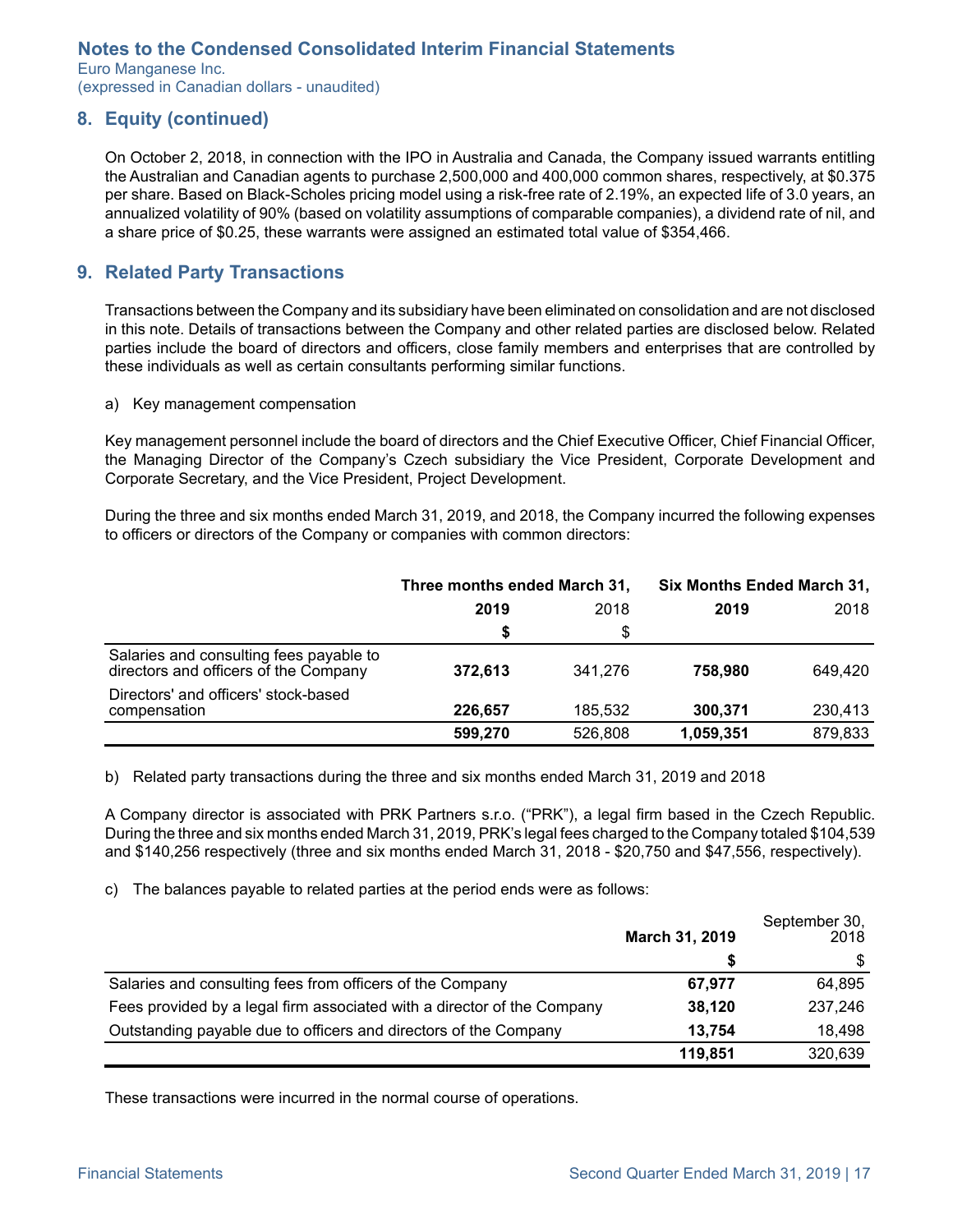## 8. Equity (continued)

On October 2, 2018, in connection with the IPO in Australia and Canada, the Company issued warrants entitling the Australian and Canadian agents to purchase 2,500,000 and 400,000 common shares, respectively, at $0.375 per share. Based on Black-Scholes pricing model using a risk-free rate of 2.19%, an expected life of 3.0 years, an annualized volatility of 90% (based on volatility assumptions of comparable companies), a dividend rate of nil, and a share price of $0.25, these warrants were assigned an estimated total value of $354,466.

## 9. Related Party Transactions

Transactions between the Company and its subsidiary have been eliminated on consolidation and are not disclosed in this note. Details of transactions between the Company and other related parties are disclosed below. Related parties include the board of directors and officers, close family members and enterprises that are controlled by these individuals as well as certain consultants performing similar functions.

a) Key management compensation

Key management personnel include the board of directors and the Chief Executive Officer, Chief Financial Officer, the Managing Director of the Company's Czech subsidiary the Vice President, Corporate Development and Corporate Secretary, and the Vice President, Project Development.

During the three and six months ended March 31, 2019, and 2018, the Company incurred the following expenses to officers or directors of the Company or companies with common directors:

| | Three months ended March 31, | | Six Months Ended March 31, | |
|---|---|---|---|---|
| | **2019** | 2018 | **2019** | 2018 |
| | **$** | $ | | |
| Salaries and consulting fees payable to directors and officers of the Company | **372,613** | 341,276 | **758,980** | 649,420 |
| Directors' and officers' stock-based compensation | **226,657** | 185,532 | **300,371** | 230,413 |
| | **599,270** | 526,808 | **1,059,351** | 879,833 |

b) Related party transactions during the three and six months ended March 31, 2019 and 2018

A Company director is associated with PRK Partners s.r.o. ("PRK"), a legal firm based in the Czech Republic. During the three and six months ended March 31, 2019, PRK's legal fees charged to the Company totaled $104,539 and $140,256 respectively (three and six months ended March 31, 2018 - $20,750 and $47,556, respectively).

c) The balances payable to related parties at the period ends were as follows:

| | **March 31, 2019** | September 30, 2018 |
|---|---|---|
| | **$** | $ |
| Salaries and consulting fees from officers of the Company | **67,977** | 64,895 |
| Fees provided by a legal firm associated with a director of the Company | **38,120** | 237,246 |
| Outstanding payable due to officers and directors of the Company | **13,754** | 18,498 |
| | **119,851** | 320,639 |

These transactions were incurred in the normal course of operations.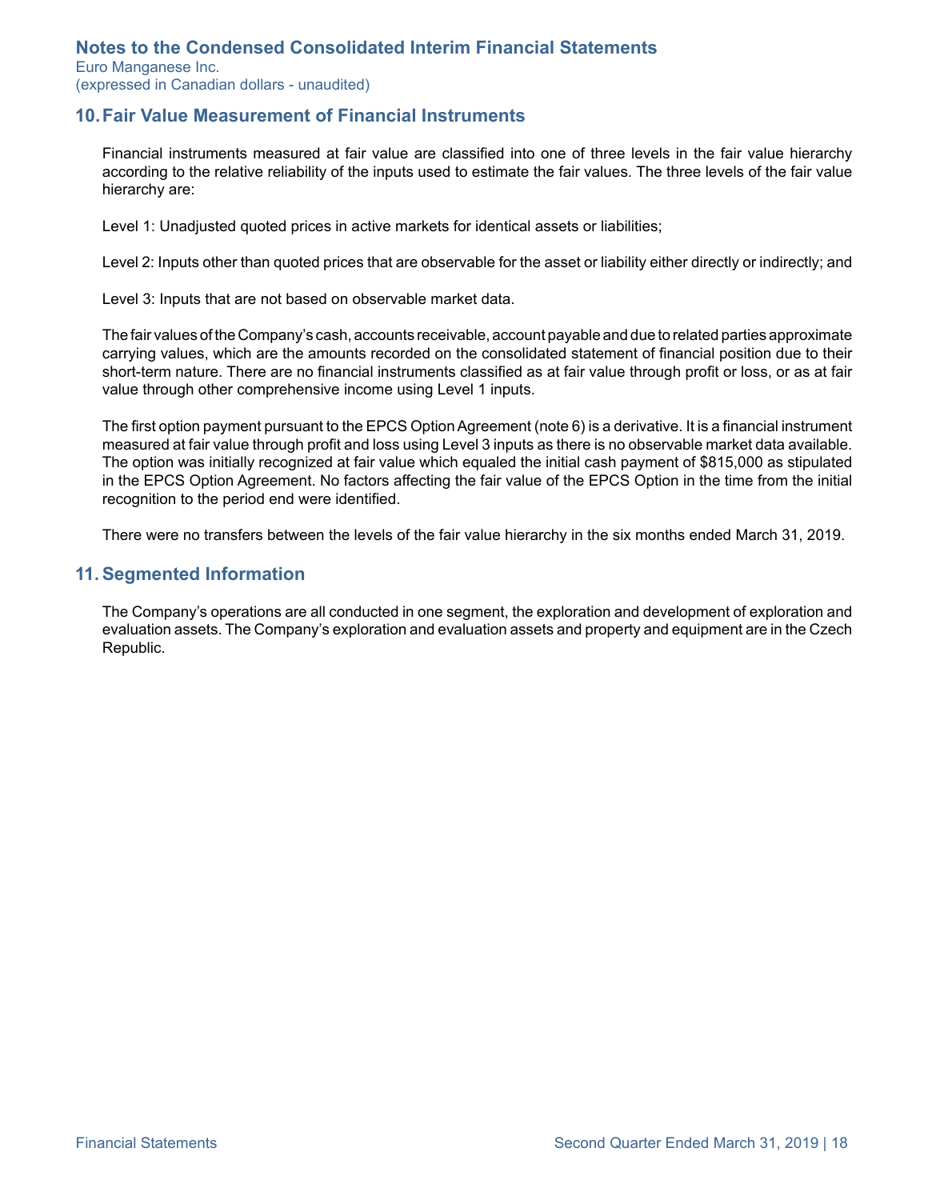## 10. Fair Value Measurement of Financial Instruments

Financial instruments measured at fair value are classified into one of three levels in the fair value hierarchy according to the relative reliability of the inputs used to estimate the fair values. The three levels of the fair value hierarchy are:

Level 1: Unadjusted quoted prices in active markets for identical assets or liabilities;

Level 2: Inputs other than quoted prices that are observable for the asset or liability either directly or indirectly; and

Level 3: Inputs that are not based on observable market data.

The fair values of the Company's cash, accounts receivable, account payable and due to related parties approximate carrying values, which are the amounts recorded on the consolidated statement of financial position due to their short-term nature. There are no financial instruments classified as at fair value through profit or loss, or as at fair value through other comprehensive income using Level 1 inputs.

The first option payment pursuant to the EPCS Option Agreement (note 6) is a derivative. It is a financial instrument measured at fair value through profit and loss using Level 3 inputs as there is no observable market data available. The option was initially recognized at fair value which equaled the initial cash payment of $815,000 as stipulated in the EPCS Option Agreement. No factors affecting the fair value of the EPCS Option in the time from the initial recognition to the period end were identified.

There were no transfers between the levels of the fair value hierarchy in the six months ended March 31, 2019.

## 11. Segmented Information

The Company's operations are all conducted in one segment, the exploration and development of exploration and evaluation assets. The Company's exploration and evaluation assets and property and equipment are in the Czech Republic.